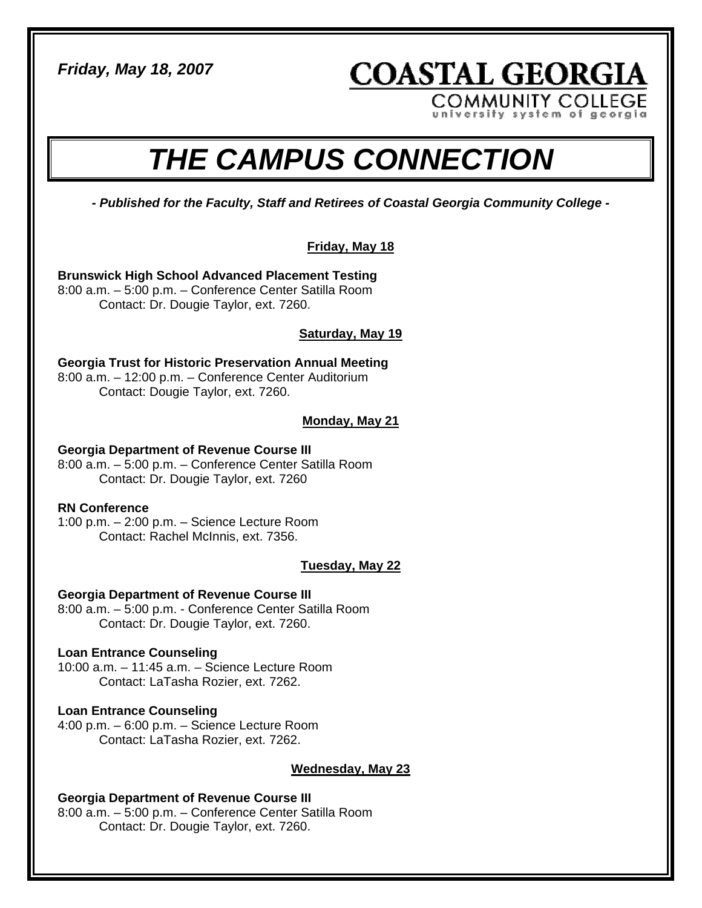*Friday, May 18, 2007*

**COASTAL GEORGIA**
COMMUNITY COLLEGE
university system of georgia

# *THE CAMPUS CONNECTION*

***- Published for the Faculty, Staff and Retirees of Coastal Georgia Community College -***

## Friday, May 18

**Brunswick High School Advanced Placement Testing**
8:00 a.m. – 5:00 p.m. – Conference Center Satilla Room
Contact: Dr. Dougie Taylor, ext. 7260.

## Saturday, May 19

**Georgia Trust for Historic Preservation Annual Meeting**
8:00 a.m. – 12:00 p.m. – Conference Center Auditorium
Contact: Dougie Taylor, ext. 7260.

## Monday, May 21

**Georgia Department of Revenue Course III**
8:00 a.m. – 5:00 p.m. – Conference Center Satilla Room
Contact: Dr. Dougie Taylor, ext. 7260

**RN Conference**
1:00 p.m. – 2:00 p.m. – Science Lecture Room
Contact: Rachel McInnis, ext. 7356.

## Tuesday, May 22

**Georgia Department of Revenue Course III**
8:00 a.m. – 5:00 p.m. - Conference Center Satilla Room
Contact: Dr. Dougie Taylor, ext. 7260.

**Loan Entrance Counseling**
10:00 a.m. – 11:45 a.m. – Science Lecture Room
Contact: LaTasha Rozier, ext. 7262.

**Loan Entrance Counseling**
4:00 p.m. – 6:00 p.m. – Science Lecture Room
Contact: LaTasha Rozier, ext. 7262.

## Wednesday, May 23

**Georgia Department of Revenue Course III**
8:00 a.m. – 5:00 p.m. – Conference Center Satilla Room
Contact: Dr. Dougie Taylor, ext. 7260.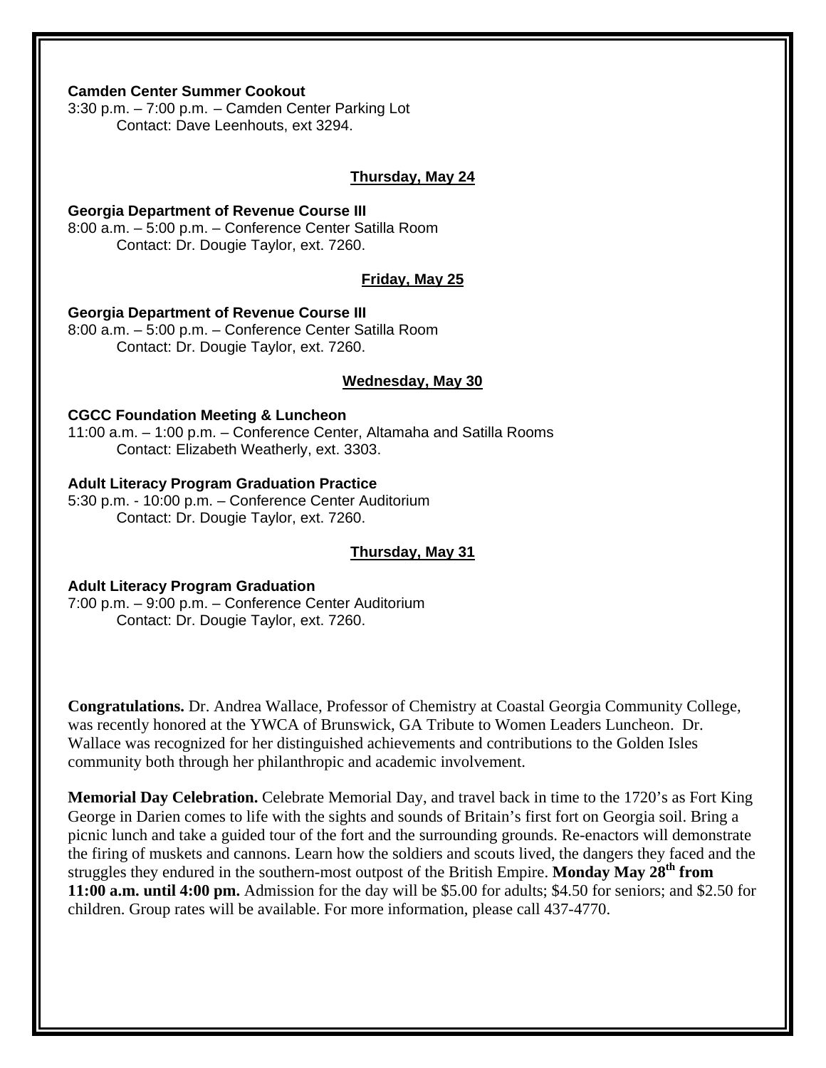**Camden Center Summer Cookout**
3:30 p.m. – 7:00 p.m. – Camden Center Parking Lot
Contact: Dave Leenhouts, ext 3294.

### Thursday, May 24

**Georgia Department of Revenue Course III**
8:00 a.m. – 5:00 p.m. – Conference Center Satilla Room
Contact: Dr. Dougie Taylor, ext. 7260.

### Friday, May 25

**Georgia Department of Revenue Course III**
8:00 a.m. – 5:00 p.m. – Conference Center Satilla Room
Contact: Dr. Dougie Taylor, ext. 7260.

### Wednesday, May 30

**CGCC Foundation Meeting & Luncheon**
11:00 a.m. – 1:00 p.m. – Conference Center, Altamaha and Satilla Rooms
Contact: Elizabeth Weatherly, ext. 3303.

**Adult Literacy Program Graduation Practice**
5:30 p.m. - 10:00 p.m. – Conference Center Auditorium
Contact: Dr. Dougie Taylor, ext. 7260.

### Thursday, May 31

**Adult Literacy Program Graduation**
7:00 p.m. – 9:00 p.m. – Conference Center Auditorium
Contact: Dr. Dougie Taylor, ext. 7260.

**Congratulations.** Dr. Andrea Wallace, Professor of Chemistry at Coastal Georgia Community College, was recently honored at the YWCA of Brunswick, GA Tribute to Women Leaders Luncheon. Dr. Wallace was recognized for her distinguished achievements and contributions to the Golden Isles community both through her philanthropic and academic involvement.

**Memorial Day Celebration.** Celebrate Memorial Day, and travel back in time to the 1720's as Fort King George in Darien comes to life with the sights and sounds of Britain's first fort on Georgia soil. Bring a picnic lunch and take a guided tour of the fort and the surrounding grounds. Re-enactors will demonstrate the firing of muskets and cannons. Learn how the soldiers and scouts lived, the dangers they faced and the struggles they endured in the southern-most outpost of the British Empire. **Monday May 28th from 11:00 a.m. until 4:00 pm.** Admission for the day will be $5.00 for adults; $4.50 for seniors; and $2.50 for children. Group rates will be available. For more information, please call 437-4770.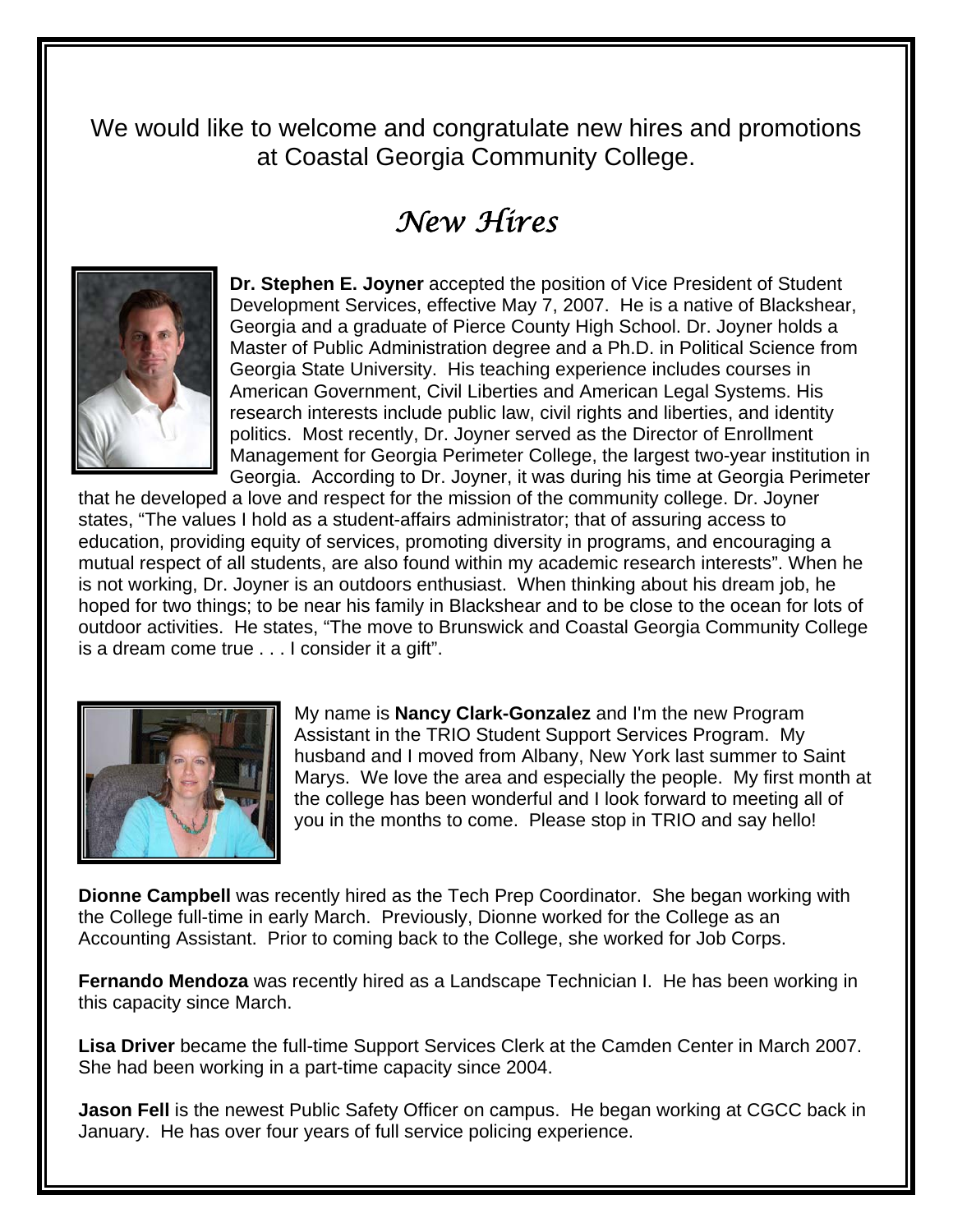We would like to welcome and congratulate new hires and promotions at Coastal Georgia Community College.

# *New Hires*

**Dr. Stephen E. Joyner** accepted the position of Vice President of Student Development Services, effective May 7, 2007. He is a native of Blackshear, Georgia and a graduate of Pierce County High School. Dr. Joyner holds a Master of Public Administration degree and a Ph.D. in Political Science from Georgia State University. His teaching experience includes courses in American Government, Civil Liberties and American Legal Systems. His research interests include public law, civil rights and liberties, and identity politics. Most recently, Dr. Joyner served as the Director of Enrollment Management for Georgia Perimeter College, the largest two-year institution in Georgia. According to Dr. Joyner, it was during his time at Georgia Perimeter that he developed a love and respect for the mission of the community college. Dr. Joyner states, "The values I hold as a student-affairs administrator; that of assuring access to education, providing equity of services, promoting diversity in programs, and encouraging a mutual respect of all students, are also found within my academic research interests". When he is not working, Dr. Joyner is an outdoors enthusiast. When thinking about his dream job, he hoped for two things; to be near his family in Blackshear and to be close to the ocean for lots of outdoor activities. He states, "The move to Brunswick and Coastal Georgia Community College is a dream come true . . . I consider it a gift".

My name is **Nancy Clark-Gonzalez** and I'm the new Program Assistant in the TRIO Student Support Services Program. My husband and I moved from Albany, New York last summer to Saint Marys. We love the area and especially the people. My first month at the college has been wonderful and I look forward to meeting all of you in the months to come. Please stop in TRIO and say hello!

**Dionne Campbell** was recently hired as the Tech Prep Coordinator. She began working with the College full-time in early March. Previously, Dionne worked for the College as an Accounting Assistant. Prior to coming back to the College, she worked for Job Corps.

**Fernando Mendoza** was recently hired as a Landscape Technician I. He has been working in this capacity since March.

**Lisa Driver** became the full-time Support Services Clerk at the Camden Center in March 2007. She had been working in a part-time capacity since 2004.

**Jason Fell** is the newest Public Safety Officer on campus. He began working at CGCC back in January. He has over four years of full service policing experience.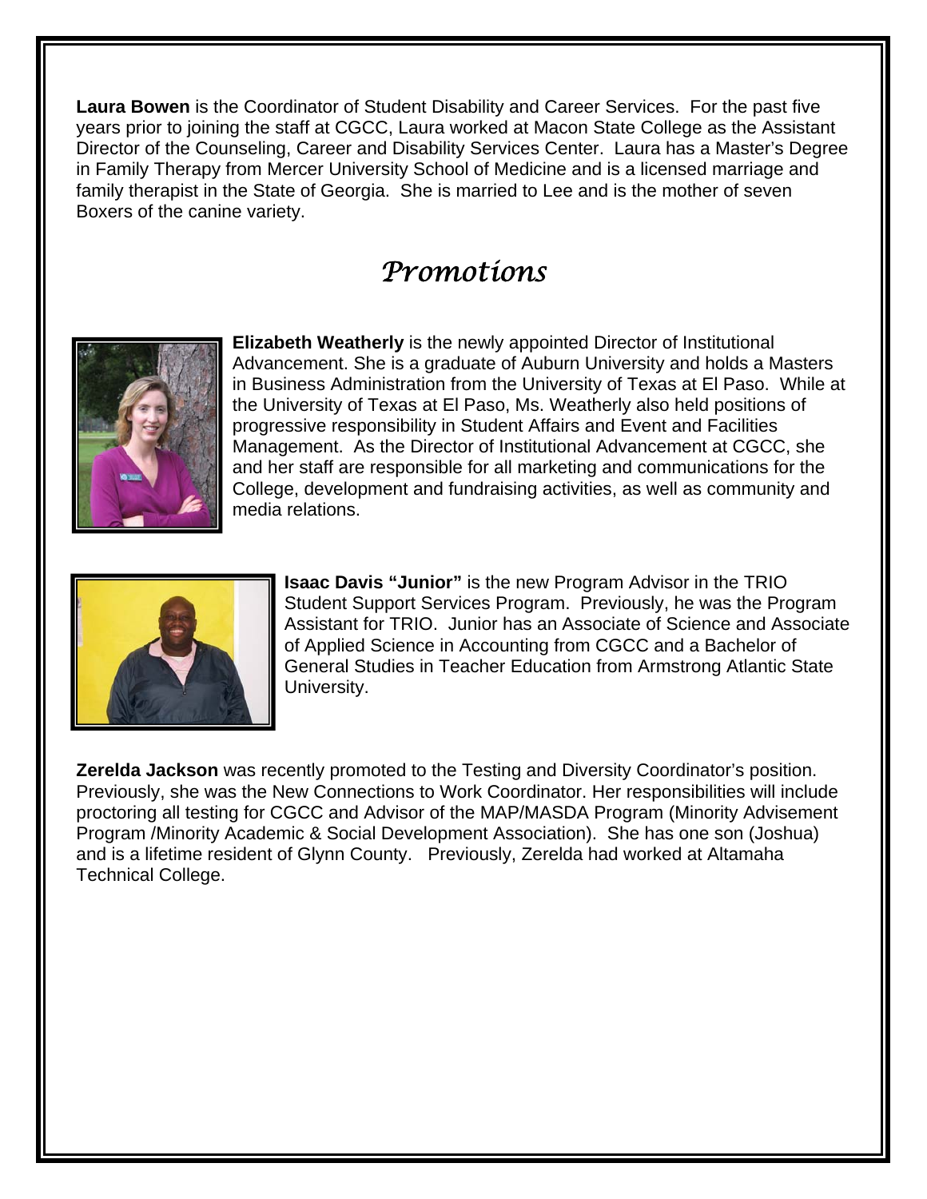**Laura Bowen** is the Coordinator of Student Disability and Career Services. For the past five years prior to joining the staff at CGCC, Laura worked at Macon State College as the Assistant Director of the Counseling, Career and Disability Services Center. Laura has a Master's Degree in Family Therapy from Mercer University School of Medicine and is a licensed marriage and family therapist in the State of Georgia. She is married to Lee and is the mother of seven Boxers of the canine variety.

# *Promotions*

**Elizabeth Weatherly** is the newly appointed Director of Institutional Advancement. She is a graduate of Auburn University and holds a Masters in Business Administration from the University of Texas at El Paso. While at the University of Texas at El Paso, Ms. Weatherly also held positions of progressive responsibility in Student Affairs and Event and Facilities Management. As the Director of Institutional Advancement at CGCC, she and her staff are responsible for all marketing and communications for the College, development and fundraising activities, as well as community and media relations.

**Isaac Davis "Junior"** is the new Program Advisor in the TRIO Student Support Services Program. Previously, he was the Program Assistant for TRIO. Junior has an Associate of Science and Associate of Applied Science in Accounting from CGCC and a Bachelor of General Studies in Teacher Education from Armstrong Atlantic State University.

**Zerelda Jackson** was recently promoted to the Testing and Diversity Coordinator's position. Previously, she was the New Connections to Work Coordinator. Her responsibilities will include proctoring all testing for CGCC and Advisor of the MAP/MASDA Program (Minority Advisement Program /Minority Academic & Social Development Association). She has one son (Joshua) and is a lifetime resident of Glynn County. Previously, Zerelda had worked at Altamaha Technical College.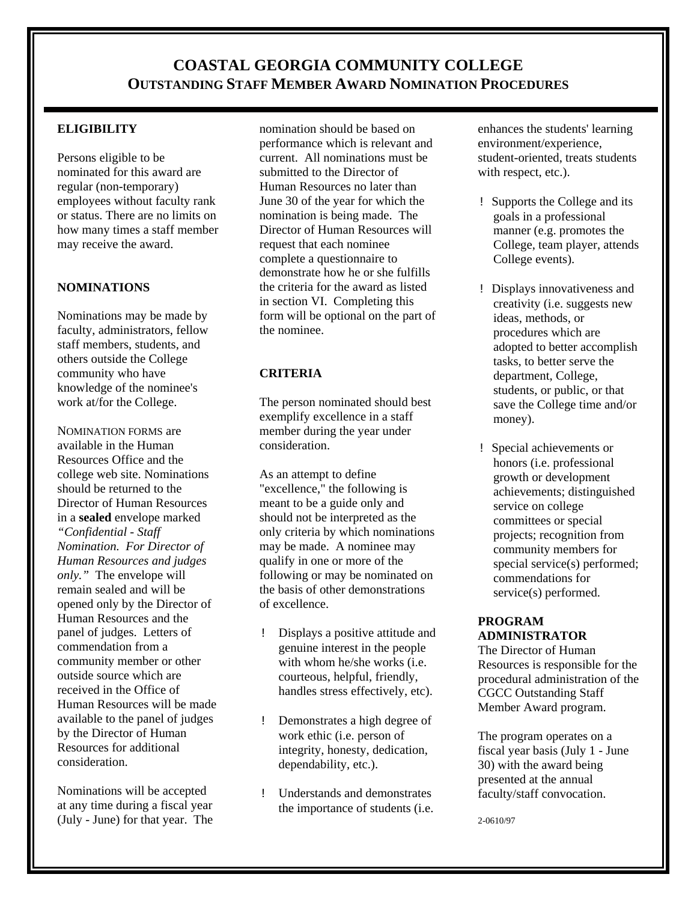# COASTAL GEORGIA COMMUNITY COLLEGE
## OUTSTANDING STAFF MEMBER AWARD NOMINATION PROCEDURES

**ELIGIBILITY**

Persons eligible to be nominated for this award are regular (non-temporary) employees without faculty rank or status. There are no limits on how many times a staff member may receive the award.

**NOMINATIONS**

Nominations may be made by faculty, administrators, fellow staff members, students, and others outside the College community who have knowledge of the nominee's work at/for the College.

NOMINATION FORMS are available in the Human Resources Office and the college web site. Nominations should be returned to the Director of Human Resources in a **sealed** envelope marked *"Confidential - Staff Nomination. For Director of Human Resources and judges only."* The envelope will remain sealed and will be opened only by the Director of Human Resources and the panel of judges. Letters of commendation from a community member or other outside source which are received in the Office of Human Resources will be made available to the panel of judges by the Director of Human Resources for additional consideration.

Nominations will be accepted at any time during a fiscal year (July - June) for that year. The nomination should be based on performance which is relevant and current. All nominations must be submitted to the Director of Human Resources no later than June 30 of the year for which the nomination is being made. The Director of Human Resources will request that each nominee complete a questionnaire to demonstrate how he or she fulfills the criteria for the award as listed in section VI. Completing this form will be optional on the part of the nominee.

**CRITERIA**

The person nominated should best exemplify excellence in a staff member during the year under consideration.

As an attempt to define "excellence," the following is meant to be a guide only and should not be interpreted as the only criteria by which nominations may be made. A nominee may qualify in one or more of the following or may be nominated on the basis of other demonstrations of excellence.

- Displays a positive attitude and genuine interest in the people with whom he/she works (i.e. courteous, helpful, friendly, handles stress effectively, etc).
- Demonstrates a high degree of work ethic (i.e. person of integrity, honesty, dedication, dependability, etc.).
- Understands and demonstrates the importance of students (i.e. enhances the students' learning environment/experience, student-oriented, treats students with respect, etc.).
- Supports the College and its goals in a professional manner (e.g. promotes the College, team player, attends College events).
- Displays innovativeness and creativity (i.e. suggests new ideas, methods, or procedures which are adopted to better accomplish tasks, to better serve the department, College, students, or public, or that save the College time and/or money).
- Special achievements or honors (i.e. professional growth or development achievements; distinguished service on college committees or special projects; recognition from community members for special service(s) performed; commendations for service(s) performed.

**PROGRAM ADMINISTRATOR**

The Director of Human Resources is responsible for the procedural administration of the CGCC Outstanding Staff Member Award program.

The program operates on a fiscal year basis (July 1 - June 30) with the award being presented at the annual faculty/staff convocation.

2-0610/97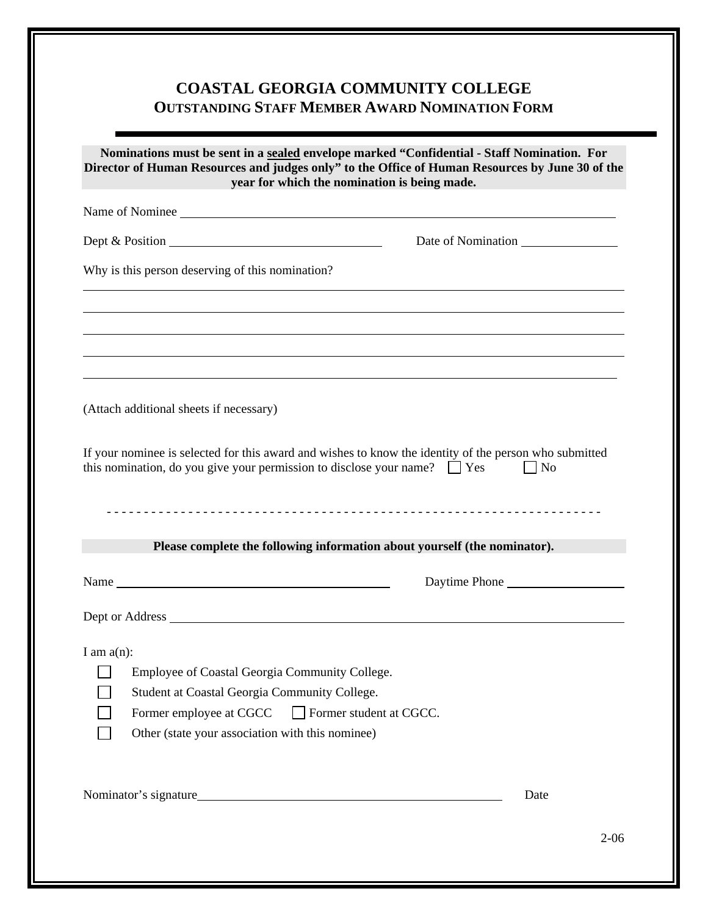# COASTAL GEORGIA COMMUNITY COLLEGE
## OUTSTANDING STAFF MEMBER AWARD NOMINATION FORM

**Nominations must be sent in a sealed envelope marked "Confidential - Staff Nomination. For Director of Human Resources and judges only" to the Office of Human Resources by June 30 of the year for which the nomination is being made.**

Name of Nominee ______________________________________________________________

Dept & Position ________________________________ Date of Nomination _______________

Why is this person deserving of this nomination?

______________________________________________________________________________

______________________________________________________________________________

______________________________________________________________________________

______________________________________________________________________________

______________________________________________________________________________

(Attach additional sheets if necessary)

If your nominee is selected for this award and wishes to know the identity of the person who submitted this nomination, do you give your permission to disclose your name? ☐ Yes ☐ No

- - - - - - - - - - - - - - - - - - - - - - - - - - - - - - - - - - - - - - - - - - - - - - - - - - - - - - - - - - - - - - - - -

**Please complete the following information about yourself (the nominator).**

Name ____________________________________________ Daytime Phone __________________

Dept or Address _____________________________________________________________

I am a(n):

- ☐ Employee of Coastal Georgia Community College.
- ☐ Student at Coastal Georgia Community College.
- ☐ Former employee at CGCC ☐ Former student at CGCC.
- ☐ Other (state your association with this nominee)

Nominator's signature_______________________________________________ Date

2-06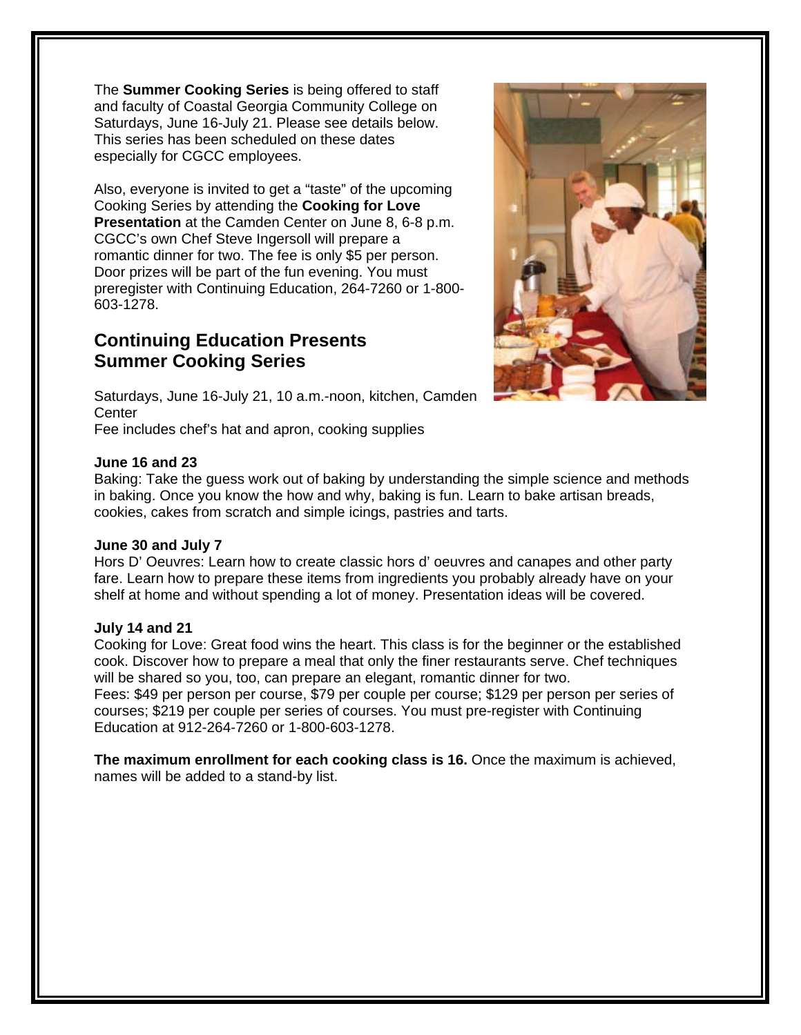The **Summer Cooking Series** is being offered to staff and faculty of Coastal Georgia Community College on Saturdays, June 16-July 21. Please see details below. This series has been scheduled on these dates especially for CGCC employees.

Also, everyone is invited to get a "taste" of the upcoming Cooking Series by attending the **Cooking for Love Presentation** at the Camden Center on June 8, 6-8 p.m. CGCC's own Chef Steve Ingersoll will prepare a romantic dinner for two. The fee is only $5 per person. Door prizes will be part of the fun evening. You must preregister with Continuing Education, 264-7260 or 1-800-603-1278.

## Continuing Education Presents Summer Cooking Series

Saturdays, June 16-July 21, 10 a.m.-noon, kitchen, Camden Center
Fee includes chef's hat and apron, cooking supplies

**June 16 and 23**
Baking: Take the guess work out of baking by understanding the simple science and methods in baking. Once you know the how and why, baking is fun. Learn to bake artisan breads, cookies, cakes from scratch and simple icings, pastries and tarts.

**June 30 and July 7**
Hors D' Oeuvres: Learn how to create classic hors d' oeuvres and canapes and other party fare. Learn how to prepare these items from ingredients you probably already have on your shelf at home and without spending a lot of money. Presentation ideas will be covered.

**July 14 and 21**
Cooking for Love: Great food wins the heart. This class is for the beginner or the established cook. Discover how to prepare a meal that only the finer restaurants serve. Chef techniques will be shared so you, too, can prepare an elegant, romantic dinner for two.
Fees: $49 per person per course, $79 per couple per course; $129 per person per series of courses; $219 per couple per series of courses. You must pre-register with Continuing Education at 912-264-7260 or 1-800-603-1278.

**The maximum enrollment for each cooking class is 16.** Once the maximum is achieved, names will be added to a stand-by list.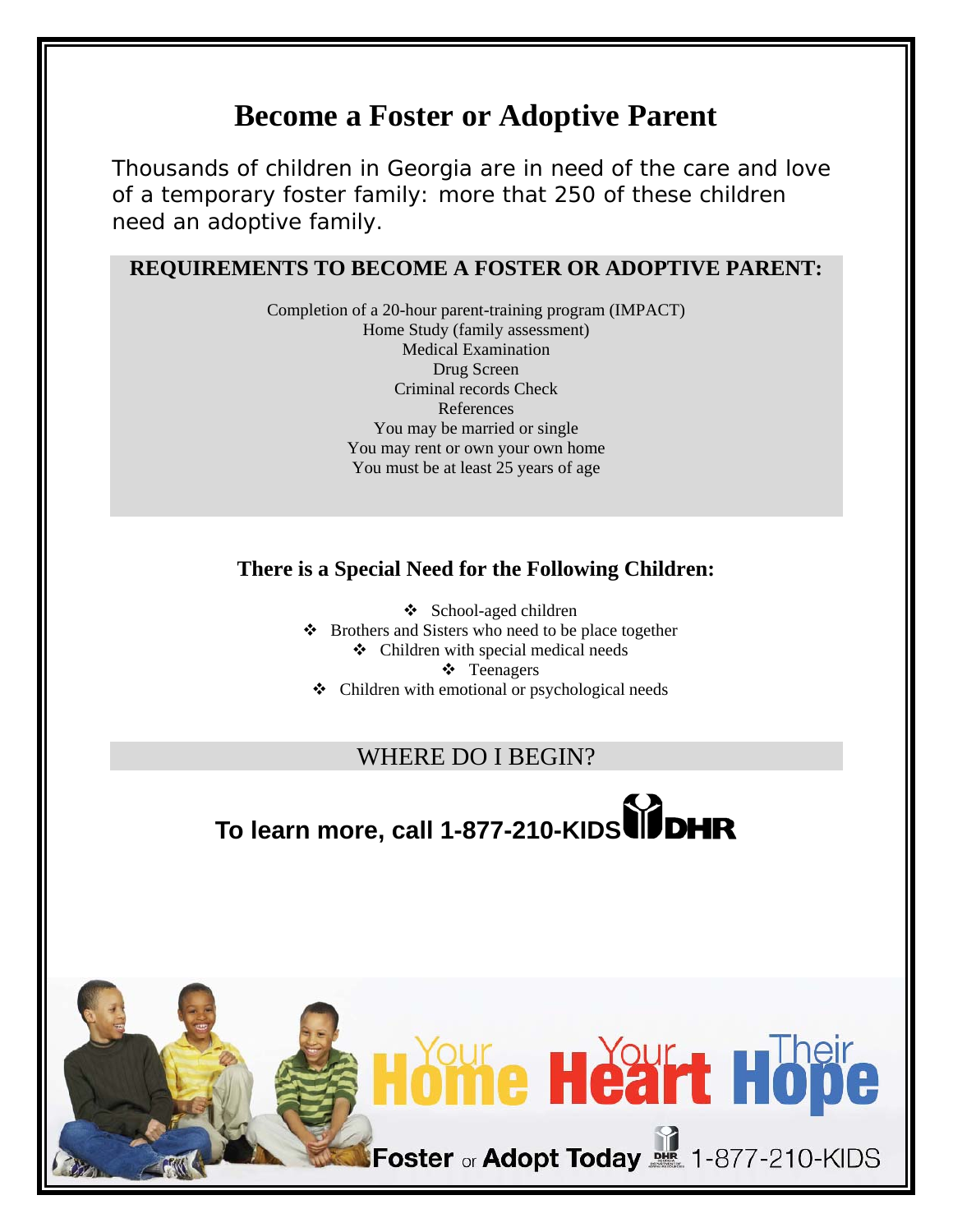# Become a Foster or Adoptive Parent

Thousands of children in Georgia are in need of the care and love of a temporary foster family: more that 250 of these children need an adoptive family.

**REQUIREMENTS TO BECOME A FOSTER OR ADOPTIVE PARENT:**

Completion of a 20-hour parent-training program (IMPACT)
Home Study (family assessment)
Medical Examination
Drug Screen
Criminal records Check
References
You may be married or single
You may rent or own your own home
You must be at least 25 years of age

## There is a Special Need for the Following Children:

- School-aged children
- Brothers and Sisters who need to be place together
- Children with special medical needs
- Teenagers
- Children with emotional or psychological needs

WHERE DO I BEGIN?

**To learn more, call 1-877-210-KIDS** DHR

Your Home Your Heart Their Hope

**Foster** or **Adopt Today** DHR 1-877-210-KIDS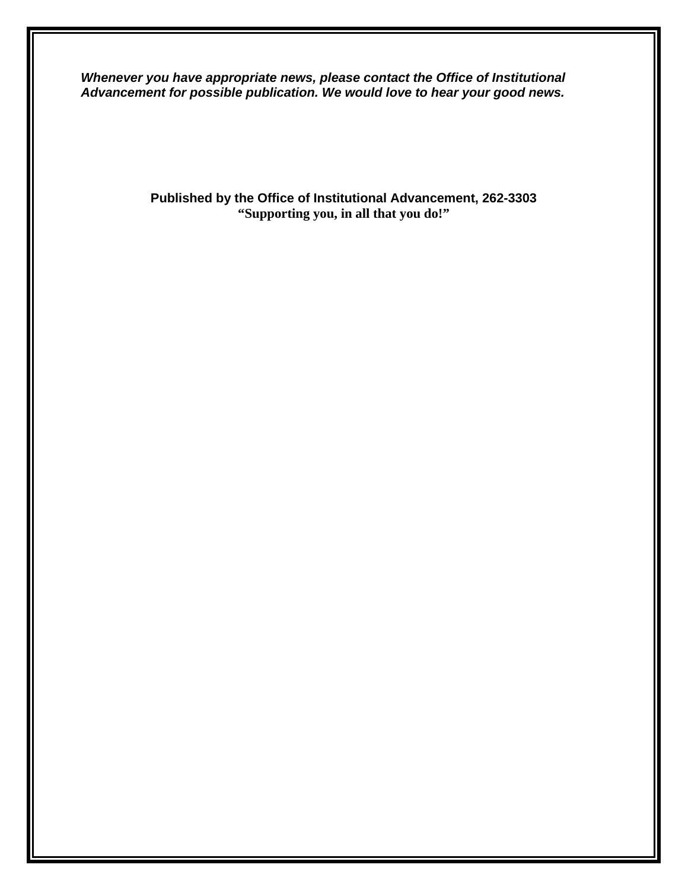***Whenever you have appropriate news, please contact the Office of Institutional Advancement for possible publication. We would love to hear your good news.***

**Published by the Office of Institutional Advancement, 262-3303**

**"Supporting you, in all that you do!"**